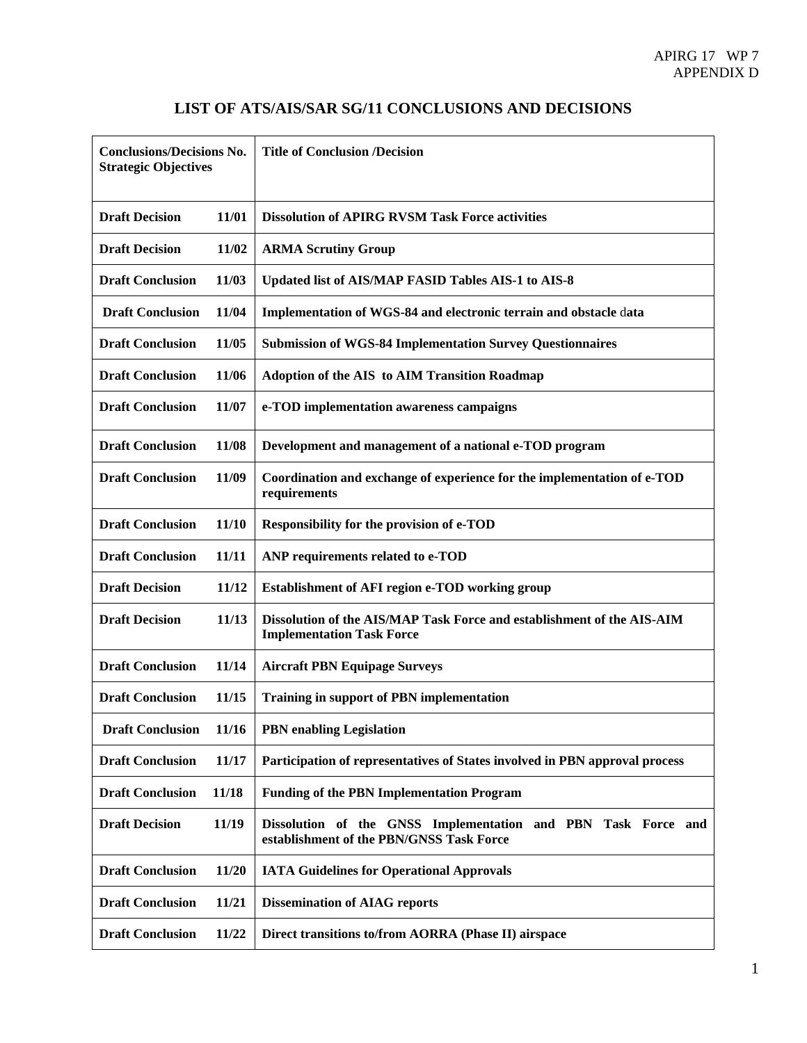# LIST OF ATS/AIS/SAR SG/11 CONCLUSIONS AND DECISIONS

| Conclusions/Decisions No. Strategic Objectives | Title of Conclusion /Decision |
|---|---|
| **Draft Decision 11/01** | **Dissolution of APIRG RVSM Task Force activities** |
| **Draft Decision 11/02** | **ARMA Scrutiny Group** |
| **Draft Conclusion 11/03** | **Updated list of AIS/MAP FASID Tables AIS-1 to AIS-8** |
| **Draft Conclusion 11/04** | **Implementation of WGS-84 and electronic terrain and obstacle data** |
| **Draft Conclusion 11/05** | **Submission of WGS-84 Implementation Survey Questionnaires** |
| **Draft Conclusion 11/06** | **Adoption of the AIS to AIM Transition Roadmap** |
| **Draft Conclusion 11/07** | **e-TOD implementation awareness campaigns** |
| **Draft Conclusion 11/08** | **Development and management of a national e-TOD program** |
| **Draft Conclusion 11/09** | **Coordination and exchange of experience for the implementation of e-TOD requirements** |
| **Draft Conclusion 11/10** | **Responsibility for the provision of e-TOD** |
| **Draft Conclusion 11/11** | **ANP requirements related to e-TOD** |
| **Draft Decision 11/12** | **Establishment of AFI region e-TOD working group** |
| **Draft Decision 11/13** | **Dissolution of the AIS/MAP Task Force and establishment of the AIS-AIM Implementation Task Force** |
| **Draft Conclusion 11/14** | **Aircraft PBN Equipage Surveys** |
| **Draft Conclusion 11/15** | **Training in support of PBN implementation** |
| **Draft Conclusion 11/16** | **PBN enabling Legislation** |
| **Draft Conclusion 11/17** | **Participation of representatives of States involved in PBN approval process** |
| **Draft Conclusion 11/18** | **Funding of the PBN Implementation Program** |
| **Draft Decision 11/19** | **Dissolution of the GNSS Implementation and PBN Task Force and establishment of the PBN/GNSS Task Force** |
| **Draft Conclusion 11/20** | **IATA Guidelines for Operational Approvals** |
| **Draft Conclusion 11/21** | **Dissemination of AIAG reports** |
| **Draft Conclusion 11/22** | **Direct transitions to/from AORRA (Phase II) airspace** |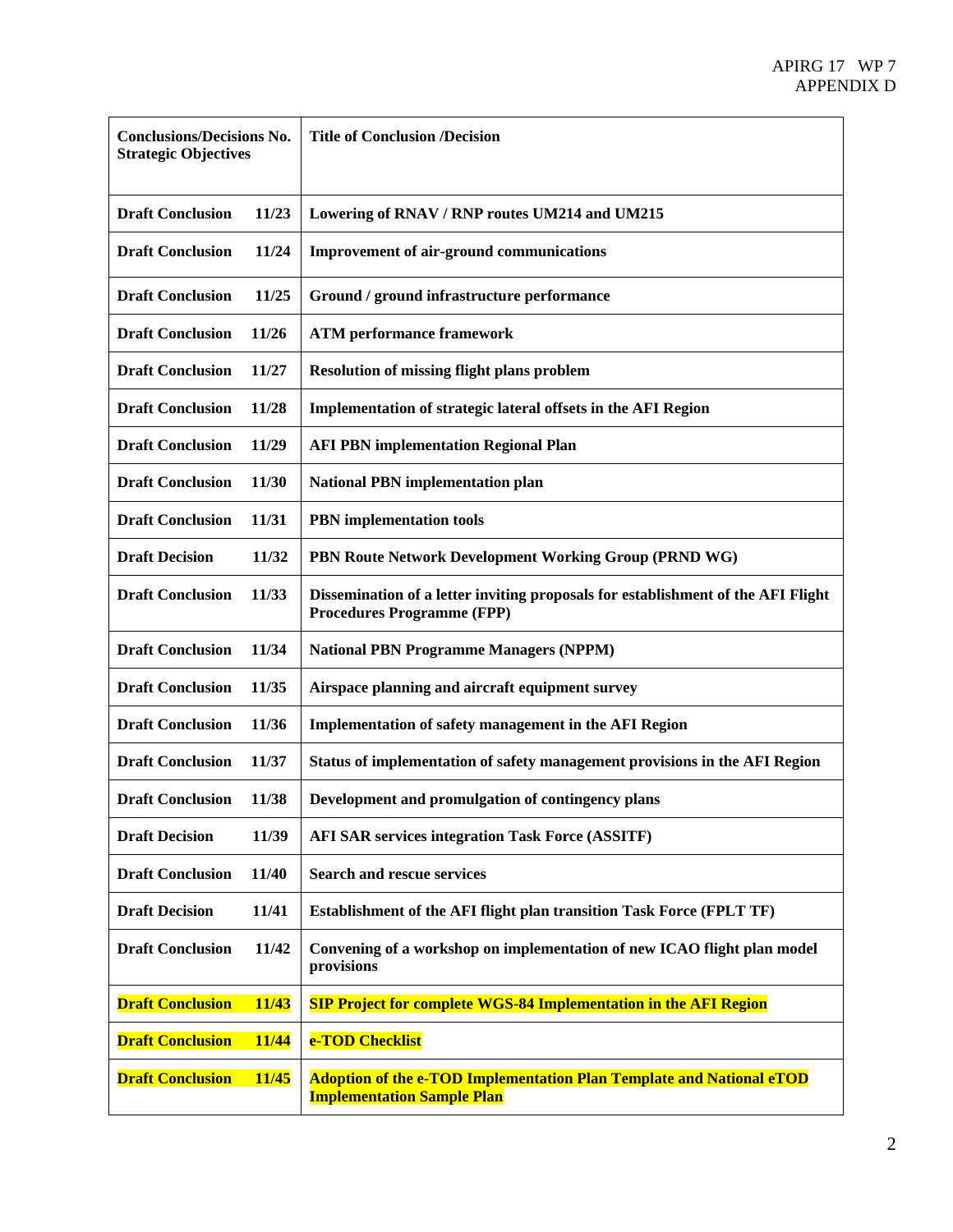| **Conclusions/Decisions No. Strategic Objectives** | **Title of Conclusion /Decision** |
|---|---|
| **Draft Conclusion 11/23** | **Lowering of RNAV / RNP routes UM214 and UM215** |
| **Draft Conclusion 11/24** | **Improvement of air-ground communications** |
| **Draft Conclusion 11/25** | **Ground / ground infrastructure performance** |
| **Draft Conclusion 11/26** | **ATM performance framework** |
| **Draft Conclusion 11/27** | **Resolution of missing flight plans problem** |
| **Draft Conclusion 11/28** | **Implementation of strategic lateral offsets in the AFI Region** |
| **Draft Conclusion 11/29** | **AFI PBN implementation Regional Plan** |
| **Draft Conclusion 11/30** | **National PBN implementation plan** |
| **Draft Conclusion 11/31** | **PBN implementation tools** |
| **Draft Decision 11/32** | **PBN Route Network Development Working Group (PRND WG)** |
| **Draft Conclusion 11/33** | **Dissemination of a letter inviting proposals for establishment of the AFI Flight Procedures Programme (FPP)** |
| **Draft Conclusion 11/34** | **National PBN Programme Managers (NPPM)** |
| **Draft Conclusion 11/35** | **Airspace planning and aircraft equipment survey** |
| **Draft Conclusion 11/36** | **Implementation of safety management in the AFI Region** |
| **Draft Conclusion 11/37** | **Status of implementation of safety management provisions in the AFI Region** |
| **Draft Conclusion 11/38** | **Development and promulgation of contingency plans** |
| **Draft Decision 11/39** | **AFI SAR services integration Task Force (ASSITF)** |
| **Draft Conclusion 11/40** | **Search and rescue services** |
| **Draft Decision 11/41** | **Establishment of the AFI flight plan transition Task Force (FPLT TF)** |
| **Draft Conclusion 11/42** | **Convening of a workshop on implementation of new ICAO flight plan model provisions** |
| **Draft Conclusion 11/43** | **SIP Project for complete WGS-84 Implementation in the AFI Region** |
| **Draft Conclusion 11/44** | **e-TOD Checklist** |
| **Draft Conclusion 11/45** | **Adoption of the e-TOD Implementation Plan Template and National eTOD Implementation Sample Plan** |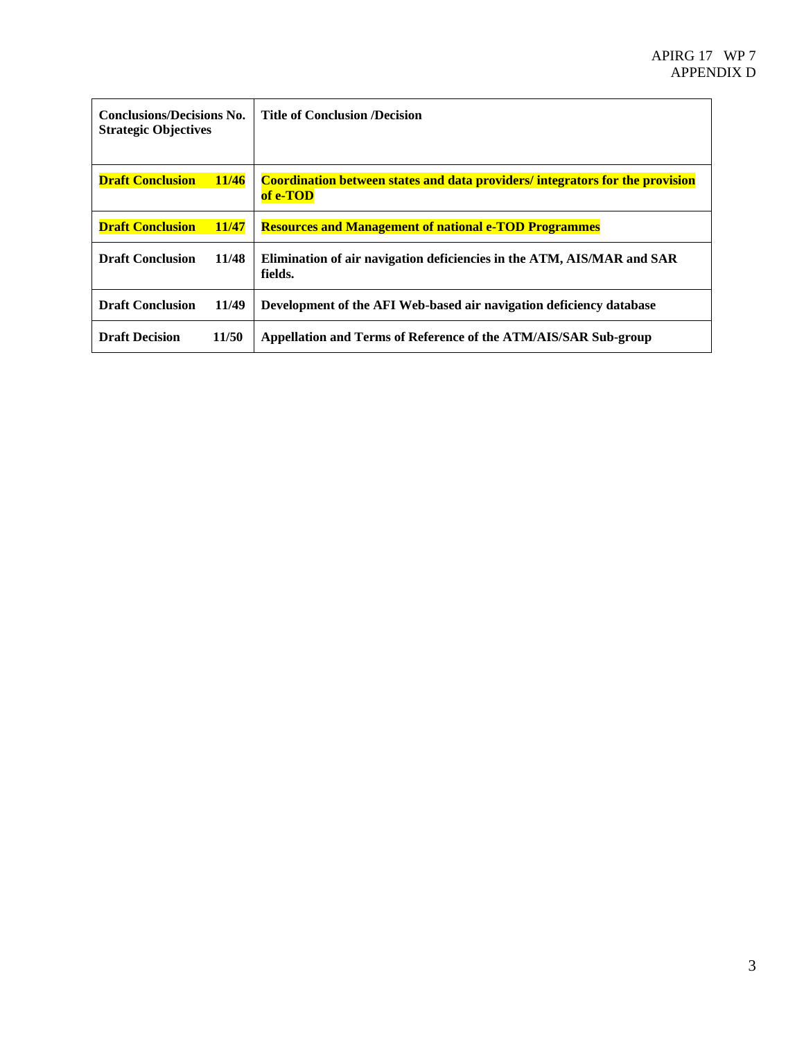| **Conclusions/Decisions No. Strategic Objectives** | **Title of Conclusion /Decision** |
|---|---|
| **Draft Conclusion 11/46** | **Coordination between states and data providers/ integrators for the provision of e-TOD** |
| **Draft Conclusion 11/47** | **Resources and Management of national e-TOD Programmes** |
| **Draft Conclusion 11/48** | **Elimination of air navigation deficiencies in the ATM, AIS/MAR and SAR fields.** |
| **Draft Conclusion 11/49** | **Development of the AFI Web-based air navigation deficiency database** |
| **Draft Decision 11/50** | **Appellation and Terms of Reference of the ATM/AIS/SAR Sub-group** |